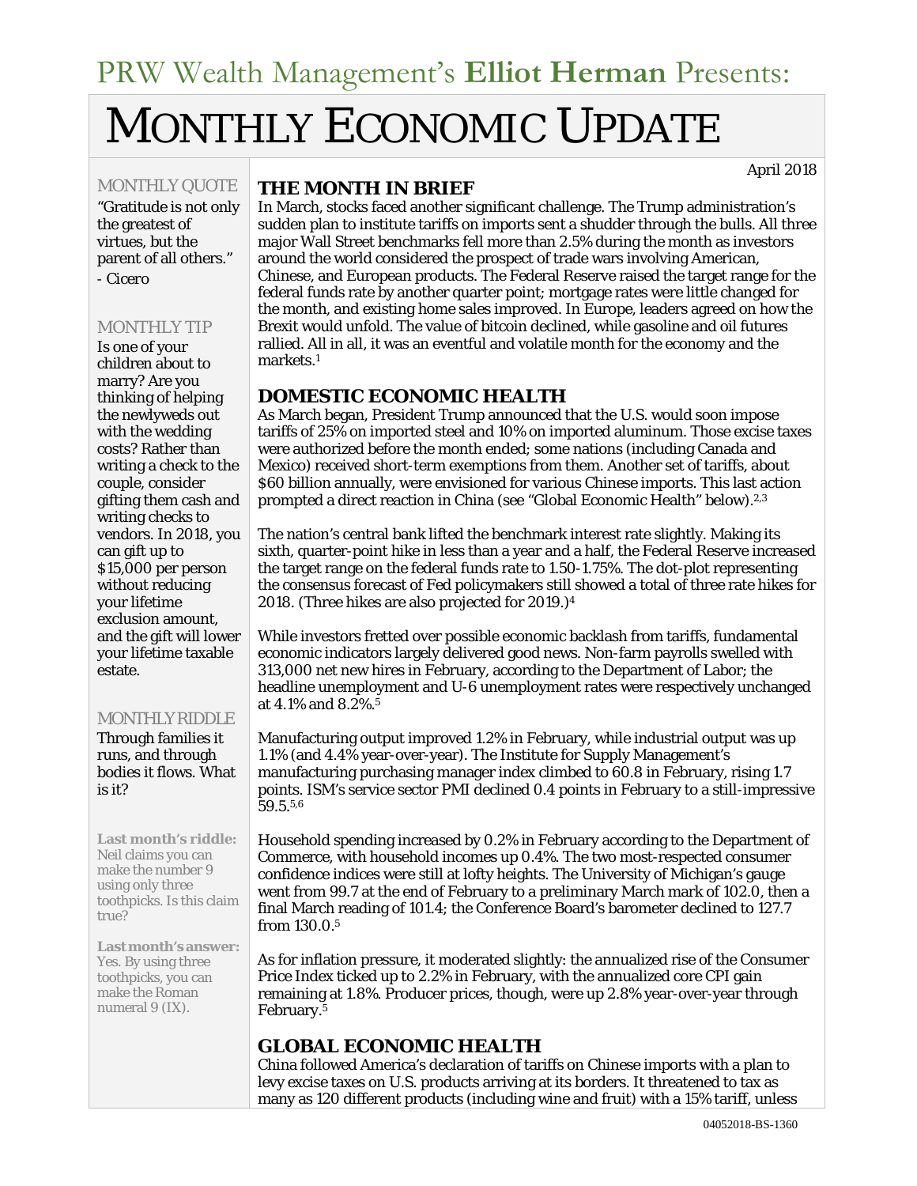PRW Wealth Management's **Elliot Herman** Presents:

# MONTHLY ECONOMIC UPDATE

April 2018

## THE MONTH IN BRIEF

In March, stocks faced another significant challenge. The Trump administration's sudden plan to institute tariffs on imports sent a shudder through the bulls. All three major Wall Street benchmarks fell more than 2.5% during the month as investors around the world considered the prospect of trade wars involving American, Chinese, and European products. The Federal Reserve raised the target range for the federal funds rate by another quarter point; mortgage rates were little changed for the month, and existing home sales improved. In Europe, leaders agreed on how the Brexit would unfold. The value of bitcoin declined, while gasoline and oil futures rallied. All in all, it was an eventful and volatile month for the economy and the markets.[1]

## DOMESTIC ECONOMIC HEALTH

As March began, President Trump announced that the U.S. would soon impose tariffs of 25% on imported steel and 10% on imported aluminum. Those excise taxes were authorized before the month ended; some nations (including Canada and Mexico) received short-term exemptions from them. Another set of tariffs, about $60 billion annually, were envisioned for various Chinese imports. This last action prompted a direct reaction in China (see "Global Economic Health" below).[2,3]

The nation's central bank lifted the benchmark interest rate slightly. Making its sixth, quarter-point hike in less than a year and a half, the Federal Reserve increased the target range on the federal funds rate to 1.50-1.75%. The dot-plot representing the consensus forecast of Fed policymakers still showed a total of three rate hikes for 2018. (Three hikes are also projected for 2019.)[4]

While investors fretted over possible economic backlash from tariffs, fundamental economic indicators largely delivered good news. Non-farm payrolls swelled with 313,000 net new hires in February, according to the Department of Labor; the headline unemployment and U-6 unemployment rates were respectively unchanged at 4.1% and 8.2%.[5]

Manufacturing output improved 1.2% in February, while industrial output was up 1.1% (and 4.4% year-over-year). The Institute for Supply Management's manufacturing purchasing manager index climbed to 60.8 in February, rising 1.7 points. ISM's service sector PMI declined 0.4 points in February to a still-impressive 59.5.[5,6]

Household spending increased by 0.2% in February according to the Department of Commerce, with household incomes up 0.4%. The two most-respected consumer confidence indices were still at lofty heights. The University of Michigan's gauge went from 99.7 at the end of February to a preliminary March mark of 102.0, then a final March reading of 101.4; the Conference Board's barometer declined to 127.7 from 130.0.[5]

As for inflation pressure, it moderated slightly: the annualized rise of the Consumer Price Index ticked up to 2.2% in February, with the annualized core CPI gain remaining at 1.8%. Producer prices, though, were up 2.8% year-over-year through February.[5]

## GLOBAL ECONOMIC HEALTH

China followed America's declaration of tariffs on Chinese imports with a plan to levy excise taxes on U.S. products arriving at its borders. It threatened to tax as many as 120 different products (including wine and fruit) with a 15% tariff, unless

### MONTHLY QUOTE

"Gratitude is not only the greatest of virtues, but the parent of all others."

- Cicero

### MONTHLY TIP

Is one of your children about to marry? Are you thinking of helping the newlyweds out with the wedding costs? Rather than writing a check to the couple, consider gifting them cash and writing checks to vendors. In 2018, you can gift up to $15,000 per person without reducing your lifetime exclusion amount, and the gift will lower your lifetime taxable estate.

### MONTHLY RIDDLE

Through families it runs, and through bodies it flows. What is it?

**Last month's riddle:** Neil claims you can make the number 9 using only three toothpicks. Is this claim true?

**Last month's answer:** Yes. By using three toothpicks, you can make the Roman numeral 9 (IX).

04052018-BS-1360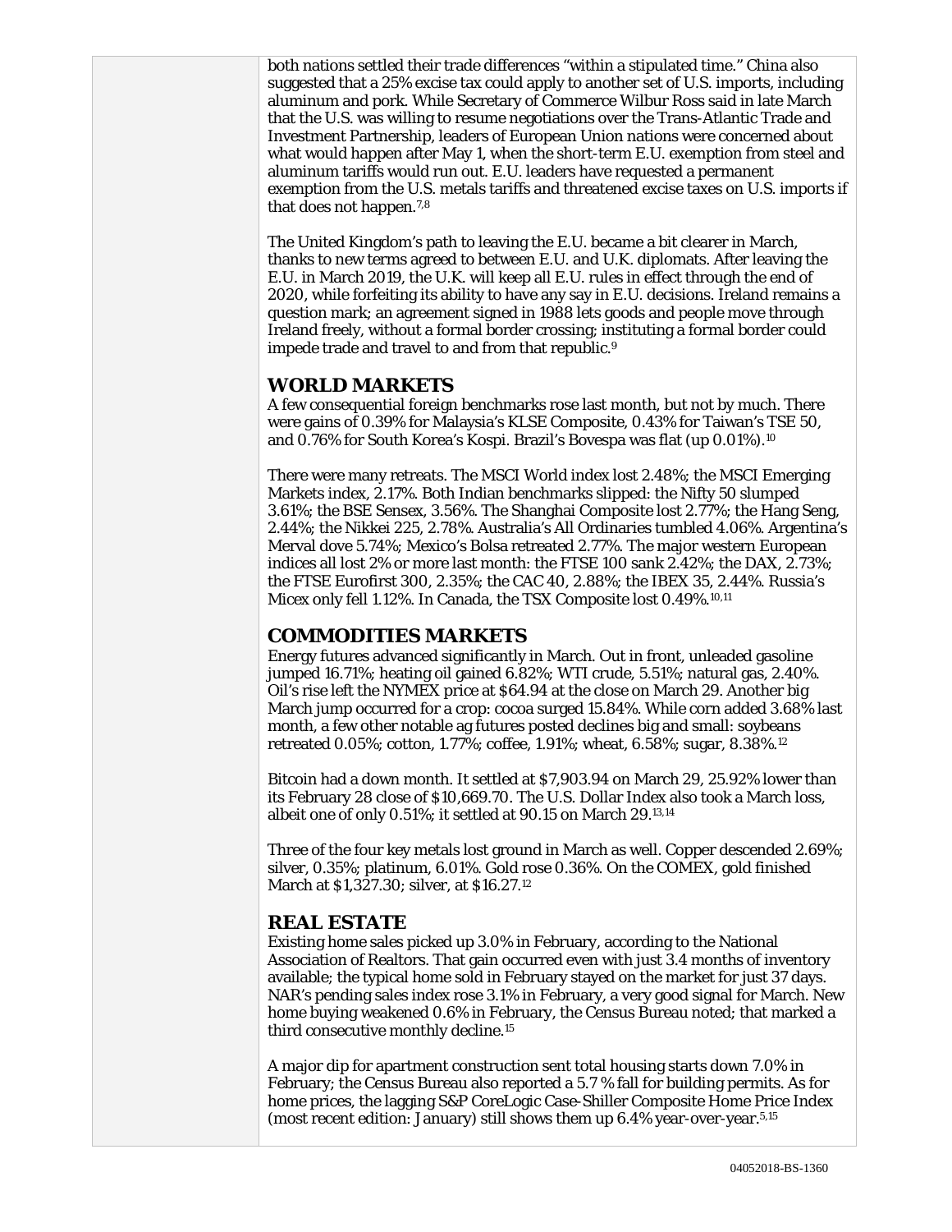both nations settled their trade differences "within a stipulated time." China also suggested that a 25% excise tax could apply to another set of U.S. imports, including aluminum and pork. While Secretary of Commerce Wilbur Ross said in late March that the U.S. was willing to resume negotiations over the Trans-Atlantic Trade and Investment Partnership, leaders of European Union nations were concerned about what would happen after May 1, when the short-term E.U. exemption from steel and aluminum tariffs would run out. E.U. leaders have requested a permanent exemption from the U.S. metals tariffs and threatened excise taxes on U.S. imports if that does not happen.[7,8]

The United Kingdom's path to leaving the E.U. became a bit clearer in March, thanks to new terms agreed to between E.U. and U.K. diplomats. After leaving the E.U. in March 2019, the U.K. will keep all E.U. rules in effect through the end of 2020, while forfeiting its ability to have any say in E.U. decisions. Ireland remains a question mark; an agreement signed in 1988 lets goods and people move through Ireland freely, without a formal border crossing; instituting a formal border could impede trade and travel to and from that republic.[9]

## WORLD MARKETS

A few consequential foreign benchmarks rose last month, but not by much. There were gains of 0.39% for Malaysia's KLSE Composite, 0.43% for Taiwan's TSE 50, and 0.76% for South Korea's Kospi. Brazil's Bovespa was flat (up 0.01%).[10]

There were many retreats. The MSCI World index lost 2.48%; the MSCI Emerging Markets index, 2.17%. Both Indian benchmarks slipped: the Nifty 50 slumped 3.61%; the BSE Sensex, 3.56%. The Shanghai Composite lost 2.77%; the Hang Seng, 2.44%; the Nikkei 225, 2.78%. Australia's All Ordinaries tumbled 4.06%. Argentina's Merval dove 5.74%; Mexico's Bolsa retreated 2.77%. The major western European indices all lost 2% or more last month: the FTSE 100 sank 2.42%; the DAX, 2.73%; the FTSE Eurofirst 300, 2.35%; the CAC 40, 2.88%; the IBEX 35, 2.44%. Russia's Micex only fell 1.12%. In Canada, the TSX Composite lost 0.49%.[10,11]

## COMMODITIES MARKETS

Energy futures advanced significantly in March. Out in front, unleaded gasoline jumped 16.71%; heating oil gained 6.82%; WTI crude, 5.51%; natural gas, 2.40%. Oil's rise left the NYMEX price at $64.94 at the close on March 29. Another big March jump occurred for a crop: cocoa surged 15.84%. While corn added 3.68% last month, a few other notable ag futures posted declines big and small: soybeans retreated 0.05%; cotton, 1.77%; coffee, 1.91%; wheat, 6.58%; sugar, 8.38%.[12]

Bitcoin had a down month. It settled at $7,903.94 on March 29, 25.92% lower than its February 28 close of $10,669.70. The U.S. Dollar Index also took a March loss, albeit one of only 0.51%; it settled at 90.15 on March 29.[13,14]

Three of the four key metals lost ground in March as well. Copper descended 2.69%; silver, 0.35%; platinum, 6.01%. Gold rose 0.36%. On the COMEX, gold finished March at $1,327.30; silver, at $16.27.[12]

## REAL ESTATE

Existing home sales picked up 3.0% in February, according to the National Association of Realtors. That gain occurred even with just 3.4 months of inventory available; the typical home sold in February stayed on the market for just 37 days. NAR's pending sales index rose 3.1% in February, a very good signal for March. New home buying weakened 0.6% in February, the Census Bureau noted; that marked a third consecutive monthly decline.[15]

A major dip for apartment construction sent total housing starts down 7.0% in February; the Census Bureau also reported a 5.7 % fall for building permits. As for home prices, the lagging S&P CoreLogic Case-Shiller Composite Home Price Index (most recent edition: January) still shows them up 6.4% year-over-year.[5,15]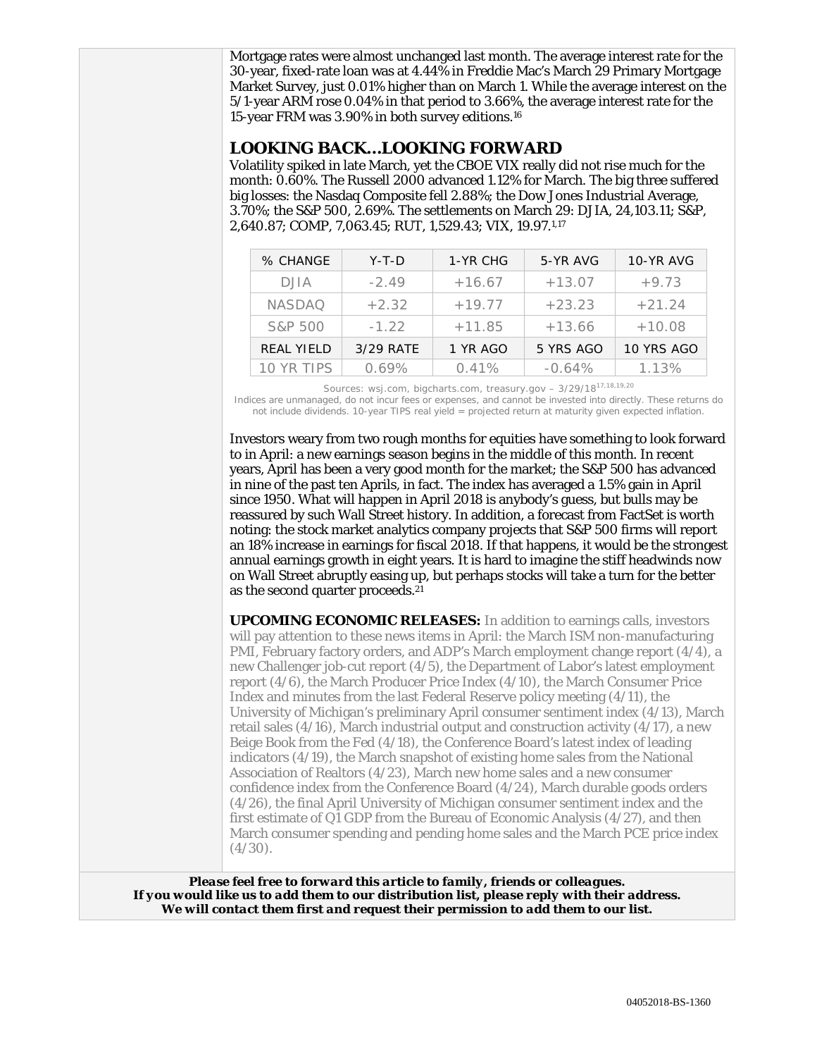Mortgage rates were almost unchanged last month. The average interest rate for the 30-year, fixed-rate loan was at 4.44% in Freddie Mac's March 29 Primary Mortgage Market Survey, just 0.01% higher than on March 1. While the average interest on the 5/1-year ARM rose 0.04% in that period to 3.66%, the average interest rate for the 15-year FRM was 3.90% in both survey editions.[16]

## LOOKING BACK…LOOKING FORWARD

Volatility spiked in late March, yet the CBOE VIX really did not rise much for the month: 0.60%. The Russell 2000 advanced 1.12% for March. The big three suffered big losses: the Nasdaq Composite fell 2.88%; the Dow Jones Industrial Average, 3.70%; the S&P 500, 2.69%. The settlements on March 29: DJIA, 24,103.11; S&P, 2,640.87; COMP, 7,063.45; RUT, 1,529.43; VIX, 19.97.[1,17]

| % CHANGE | Y-T-D | 1-YR CHG | 5-YR AVG | 10-YR AVG |
|---|---|---|---|---|
| DJIA | -2.49 | +16.67 | +13.07 | +9.73 |
| NASDAQ | +2.32 | +19.77 | +23.23 | +21.24 |
| S&P 500 | -1.22 | +11.85 | +13.66 | +10.08 |
| REAL YIELD | 3/29 RATE | 1 YR AGO | 5 YRS AGO | 10 YRS AGO |
| 10 YR TIPS | 0.69% | 0.41% | -0.64% | 1.13% |

Sources: wsj.com, bigcharts.com, treasury.gov – 3/29/18[17,18,19,20]
Indices are unmanaged, do not incur fees or expenses, and cannot be invested into directly. These returns do not include dividends. 10-year TIPS real yield = projected return at maturity given expected inflation.

Investors weary from two rough months for equities have something to look forward to in April: a new earnings season begins in the middle of this month. In recent years, April has been a very good month for the market; the S&P 500 has advanced in nine of the past ten Aprils, in fact. The index has averaged a 1.5% gain in April since 1950. What will happen in April 2018 is anybody's guess, but bulls may be reassured by such Wall Street history. In addition, a forecast from FactSet is worth noting: the stock market analytics company projects that S&P 500 firms will report an 18% increase in earnings for fiscal 2018. If that happens, it would be the strongest annual earnings growth in eight years. It is hard to imagine the stiff headwinds now on Wall Street abruptly easing up, but perhaps stocks will take a turn for the better as the second quarter proceeds.[21]

**UPCOMING ECONOMIC RELEASES:** In addition to earnings calls, investors will pay attention to these news items in April: the March ISM non-manufacturing PMI, February factory orders, and ADP's March employment change report (4/4), a new Challenger job-cut report (4/5), the Department of Labor's latest employment report (4/6), the March Producer Price Index (4/10), the March Consumer Price Index and minutes from the last Federal Reserve policy meeting (4/11), the University of Michigan's preliminary April consumer sentiment index (4/13), March retail sales (4/16), March industrial output and construction activity (4/17), a new Beige Book from the Fed (4/18), the Conference Board's latest index of leading indicators (4/19), the March snapshot of existing home sales from the National Association of Realtors (4/23), March new home sales and a new consumer confidence index from the Conference Board (4/24), March durable goods orders (4/26), the final April University of Michigan consumer sentiment index and the first estimate of Q1 GDP from the Bureau of Economic Analysis (4/27), and then March consumer spending and pending home sales and the March PCE price index (4/30).

***Please feel free to forward this article to family, friends or colleagues. If you would like us to add them to our distribution list, please reply with their address. We will contact them first and request their permission to add them to our list.***

04052018-BS-1360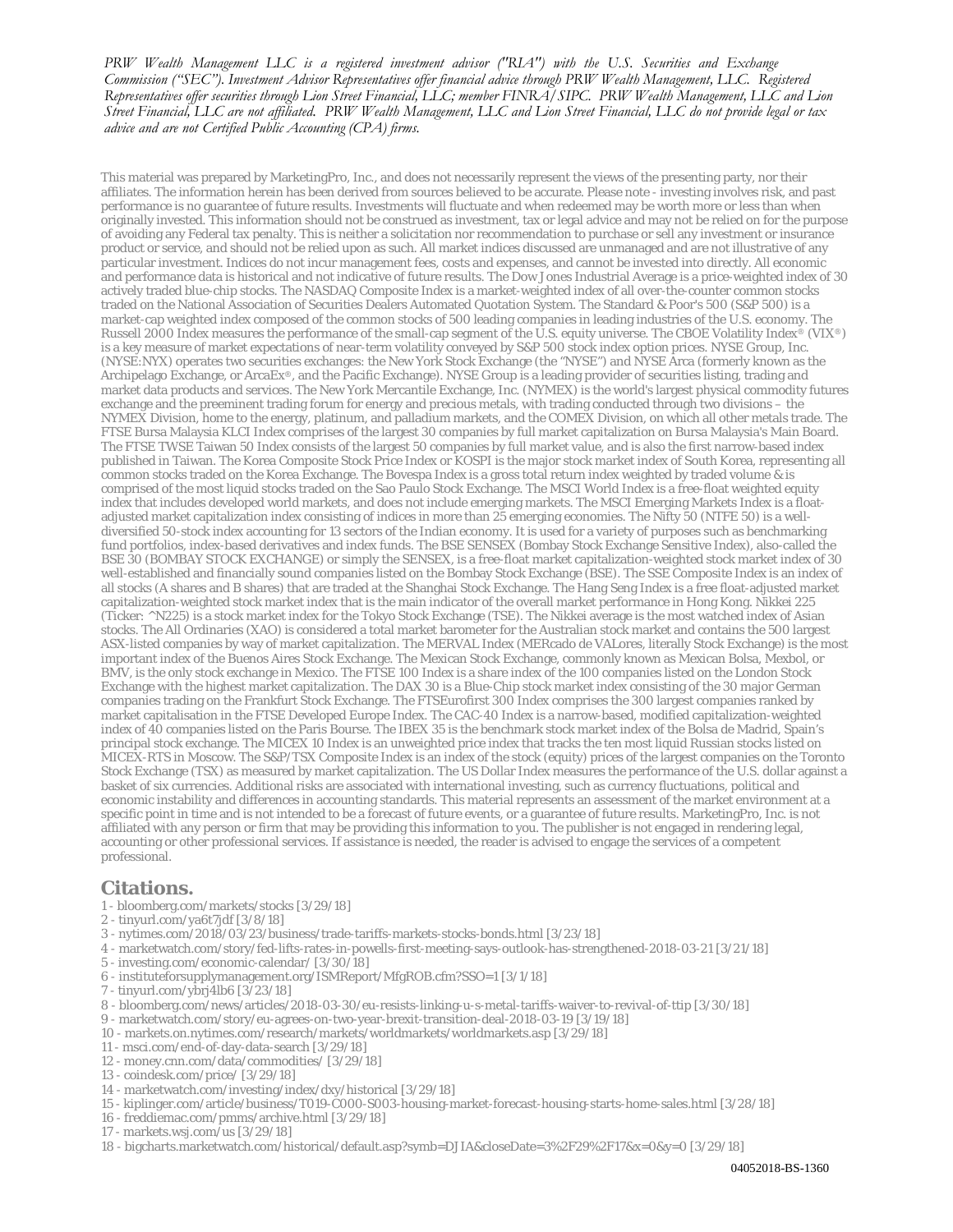*PRW Wealth Management LLC is a registered investment advisor ("RIA") with the U.S. Securities and Exchange Commission ("SEC"). Investment Advisor Representatives offer financial advice through PRW Wealth Management, LLC. Registered Representatives offer securities through Lion Street Financial, LLC; member FINRA/SIPC. PRW Wealth Management, LLC and Lion Street Financial, LLC are not affiliated. PRW Wealth Management, LLC and Lion Street Financial, LLC do not provide legal or tax advice and are not Certified Public Accounting (CPA) firms.*

This material was prepared by MarketingPro, Inc., and does not necessarily represent the views of the presenting party, nor their affiliates. The information herein has been derived from sources believed to be accurate. Please note - investing involves risk, and past performance is no guarantee of future results. Investments will fluctuate and when redeemed may be worth more or less than when originally invested. This information should not be construed as investment, tax or legal advice and may not be relied on for the purpose of avoiding any Federal tax penalty. This is neither a solicitation nor recommendation to purchase or sell any investment or insurance product or service, and should not be relied upon as such. All market indices discussed are unmanaged and are not illustrative of any particular investment. Indices do not incur management fees, costs and expenses, and cannot be invested into directly. All economic and performance data is historical and not indicative of future results. The Dow Jones Industrial Average is a price-weighted index of 30 actively traded blue-chip stocks. The NASDAQ Composite Index is a market-weighted index of all over-the-counter common stocks traded on the National Association of Securities Dealers Automated Quotation System. The Standard & Poor's 500 (S&P 500) is a market-cap weighted index composed of the common stocks of 500 leading companies in leading industries of the U.S. economy. The Russell 2000 Index measures the performance of the small-cap segment of the U.S. equity universe. The CBOE Volatility Index® (VIX®) is a key measure of market expectations of near-term volatility conveyed by S&P 500 stock index option prices. NYSE Group, Inc. (NYSE:NYX) operates two securities exchanges: the New York Stock Exchange (the "NYSE") and NYSE Arca (formerly known as the Archipelago Exchange, or ArcaEx®, and the Pacific Exchange). NYSE Group is a leading provider of securities listing, trading and market data products and services. The New York Mercantile Exchange, Inc. (NYMEX) is the world's largest physical commodity futures exchange and the preeminent trading forum for energy and precious metals, with trading conducted through two divisions – the NYMEX Division, home to the energy, platinum, and palladium markets, and the COMEX Division, on which all other metals trade. The FTSE Bursa Malaysia KLCI Index comprises of the largest 30 companies by full market capitalization on Bursa Malaysia's Main Board. The FTSE TWSE Taiwan 50 Index consists of the largest 50 companies by full market value, and is also the first narrow-based index published in Taiwan. The Korea Composite Stock Price Index or KOSPI is the major stock market index of South Korea, representing all common stocks traded on the Korea Exchange. The Bovespa Index is a gross total return index weighted by traded volume & is comprised of the most liquid stocks traded on the Sao Paulo Stock Exchange. The MSCI World Index is a free-float weighted equity index that includes developed world markets, and does not include emerging markets. The MSCI Emerging Markets Index is a float-adjusted market capitalization index consisting of indices in more than 25 emerging economies. The Nifty 50 (NTFE 50) is a well-diversified 50-stock index accounting for 13 sectors of the Indian economy. It is used for a variety of purposes such as benchmarking fund portfolios, index-based derivatives and index funds. The BSE SENSEX (Bombay Stock Exchange Sensitive Index), also-called the BSE 30 (BOMBAY STOCK EXCHANGE) or simply the SENSEX, is a free-float market capitalization-weighted stock market index of 30 well-established and financially sound companies listed on the Bombay Stock Exchange (BSE). The SSE Composite Index is an index of all stocks (A shares and B shares) that are traded at the Shanghai Stock Exchange. The Hang Seng Index is a free float-adjusted market capitalization-weighted stock market index that is the main indicator of the overall market performance in Hong Kong. Nikkei 225 (Ticker: ^N225) is a stock market index for the Tokyo Stock Exchange (TSE). The Nikkei average is the most watched index of Asian stocks. The All Ordinaries (XAO) is considered a total market barometer for the Australian stock market and contains the 500 largest ASX-listed companies by way of market capitalization. The MERVAL Index (MERcado de VALores, literally Stock Exchange) is the most important index of the Buenos Aires Stock Exchange. The Mexican Stock Exchange, commonly known as Mexican Bolsa, Mexbol, or BMV, is the only stock exchange in Mexico. The FTSE 100 Index is a share index of the 100 companies listed on the London Stock Exchange with the highest market capitalization. The DAX 30 is a Blue-Chip stock market index consisting of the 30 major German companies trading on the Frankfurt Stock Exchange. The FTSEurofirst 300 Index comprises the 300 largest companies ranked by market capitalisation in the FTSE Developed Europe Index. The CAC-40 Index is a narrow-based, modified capitalization-weighted index of 40 companies listed on the Paris Bourse. The IBEX 35 is the benchmark stock market index of the Bolsa de Madrid, Spain's principal stock exchange. The MICEX 10 Index is an unweighted price index that tracks the ten most liquid Russian stocks listed on MICEX-RTS in Moscow. The S&P/TSX Composite Index is an index of the stock (equity) prices of the largest companies on the Toronto Stock Exchange (TSX) as measured by market capitalization. The US Dollar Index measures the performance of the U.S. dollar against a basket of six currencies. Additional risks are associated with international investing, such as currency fluctuations, political and economic instability and differences in accounting standards. This material represents an assessment of the market environment at a specific point in time and is not intended to be a forecast of future events, or a guarantee of future results. MarketingPro, Inc. is not affiliated with any person or firm that may be providing this information to you. The publisher is not engaged in rendering legal, accounting or other professional services. If assistance is needed, the reader is advised to engage the services of a competent professional.

## Citations.

1 - bloomberg.com/markets/stocks [3/29/18]
2 - tinyurl.com/ya6t7jdf [3/8/18]
3 - nytimes.com/2018/03/23/business/trade-tariffs-markets-stocks-bonds.html [3/23/18]
4 - marketwatch.com/story/fed-lifts-rates-in-powells-first-meeting-says-outlook-has-strengthened-2018-03-21 [3/21/18]
5 - investing.com/economic-calendar/ [3/30/18]
6 - instituteforsupplymanagement.org/ISMReport/MfgROB.cfm?SSO=1 [3/1/18]
7 - tinyurl.com/ybrj4lb6 [3/23/18]
8 - bloomberg.com/news/articles/2018-03-30/eu-resists-linking-u-s-metal-tariffs-waiver-to-revival-of-ttip [3/30/18]
9 - marketwatch.com/story/eu-agrees-on-two-year-brexit-transition-deal-2018-03-19 [3/19/18]
10 - markets.on.nytimes.com/research/markets/worldmarkets/worldmarkets.asp [3/29/18]
11 - msci.com/end-of-day-data-search [3/29/18]
12 - money.cnn.com/data/commodities/ [3/29/18]
13 - coindesk.com/price/ [3/29/18]
14 - marketwatch.com/investing/index/dxy/historical [3/29/18]
15 - kiplinger.com/article/business/T019-C000-S003-housing-market-forecast-housing-starts-home-sales.html [3/28/18]
16 - freddiemac.com/pmms/archive.html [3/29/18]
17 - markets.wsj.com/us [3/29/18]
18 - bigcharts.marketwatch.com/historical/default.asp?symb=DJIA&closeDate=3%2F29%2F17&x=0&y=0 [3/29/18]

04052018-BS-1360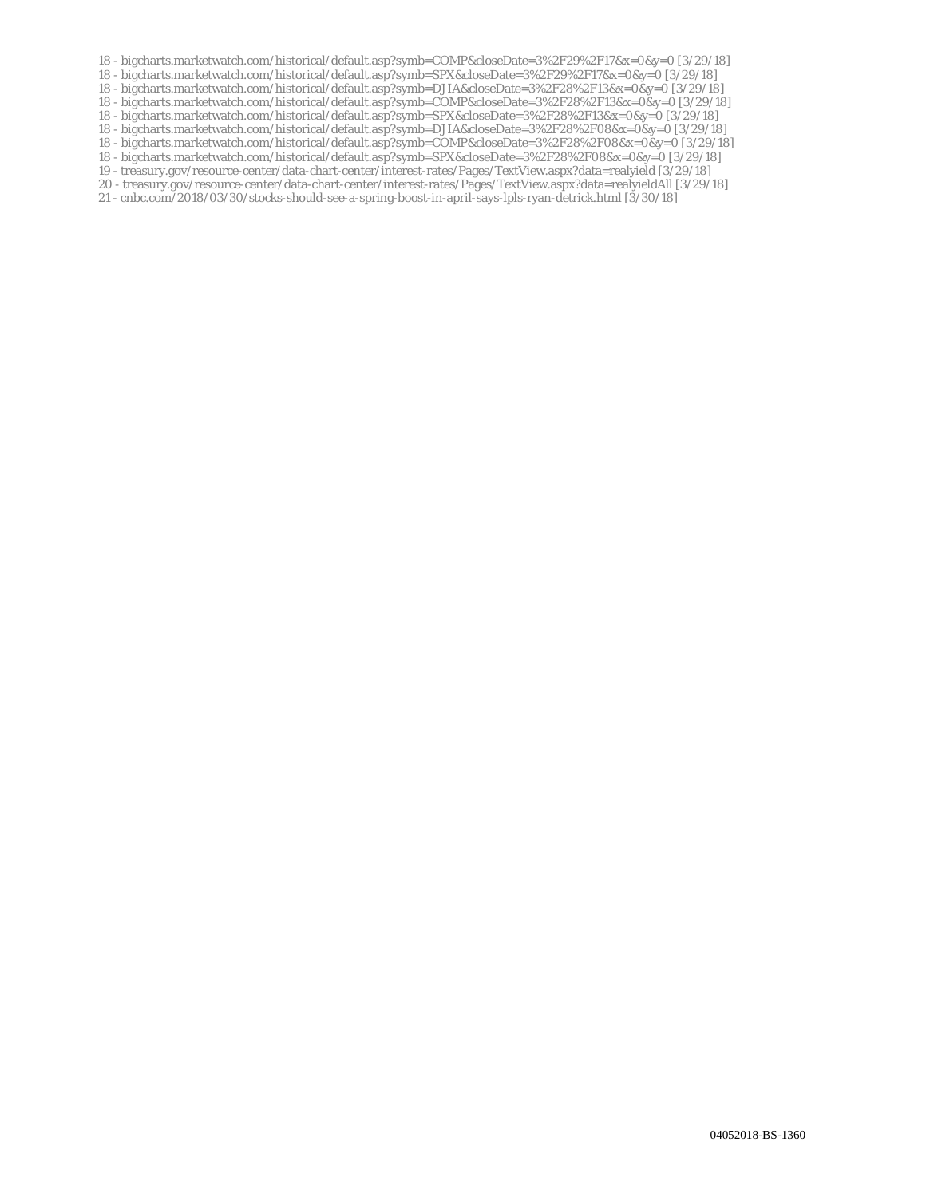18 - bigcharts.marketwatch.com/historical/default.asp?symb=COMP&closeDate=3%2F29%2F17&x=0&y=0 [3/29/18]
18 - bigcharts.marketwatch.com/historical/default.asp?symb=SPX&closeDate=3%2F29%2F17&x=0&y=0 [3/29/18]
18 - bigcharts.marketwatch.com/historical/default.asp?symb=DJIA&closeDate=3%2F28%2F13&x=0&y=0 [3/29/18]
18 - bigcharts.marketwatch.com/historical/default.asp?symb=COMP&closeDate=3%2F28%2F13&x=0&y=0 [3/29/18]
18 - bigcharts.marketwatch.com/historical/default.asp?symb=SPX&closeDate=3%2F28%2F13&x=0&y=0 [3/29/18]
18 - bigcharts.marketwatch.com/historical/default.asp?symb=DJIA&closeDate=3%2F28%2F08&x=0&y=0 [3/29/18]
18 - bigcharts.marketwatch.com/historical/default.asp?symb=COMP&closeDate=3%2F28%2F08&x=0&y=0 [3/29/18]
18 - bigcharts.marketwatch.com/historical/default.asp?symb=SPX&closeDate=3%2F28%2F08&x=0&y=0 [3/29/18]
19 - treasury.gov/resource-center/data-chart-center/interest-rates/Pages/TextView.aspx?data=realyield [3/29/18]
20 - treasury.gov/resource-center/data-chart-center/interest-rates/Pages/TextView.aspx?data=realyieldAll [3/29/18]
21 - cnbc.com/2018/03/30/stocks-should-see-a-spring-boost-in-april-says-lpls-ryan-detrick.html [3/30/18]

04052018-BS-1360